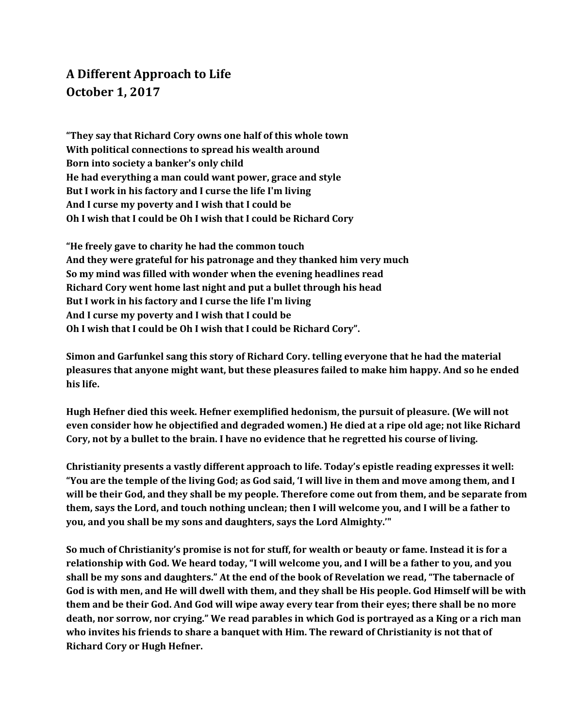# A Different Approach to Life
## October 1, 2017

**"They say that Richard Cory owns one half of this whole town**
**With political connections to spread his wealth around**
**Born into society a banker's only child**
**He had everything a man could want power, grace and style**
**But I work in his factory and I curse the life I'm living**
**And I curse my poverty and I wish that I could be**
**Oh I wish that I could be Oh I wish that I could be Richard Cory**

**"He freely gave to charity he had the common touch**
**And they were grateful for his patronage and they thanked him very much**
**So my mind was filled with wonder when the evening headlines read**
**Richard Cory went home last night and put a bullet through his head**
**But I work in his factory and I curse the life I'm living**
**And I curse my poverty and I wish that I could be**
**Oh I wish that I could be Oh I wish that I could be Richard Cory".**

**Simon and Garfunkel sang this story of Richard Cory. telling everyone that he had the material pleasures that anyone might want, but these pleasures failed to make him happy. And so he ended his life.**

**Hugh Hefner died this week. Hefner exemplified hedonism, the pursuit of pleasure. (We will not even consider how he objectified and degraded women.) He died at a ripe old age; not like Richard Cory, not by a bullet to the brain. I have no evidence that he regretted his course of living.**

**Christianity presents a vastly different approach to life. Today's epistle reading expresses it well: "You are the temple of the living God; as God said, 'I will live in them and move among them, and I will be their God, and they shall be my people. Therefore come out from them, and be separate from them, says the Lord, and touch nothing unclean; then I will welcome you, and I will be a father to you, and you shall be my sons and daughters, says the Lord Almighty.'"**

**So much of Christianity's promise is not for stuff, for wealth or beauty or fame. Instead it is for a relationship with God. We heard today, "I will welcome you, and I will be a father to you, and you shall be my sons and daughters." At the end of the book of Revelation we read, "The tabernacle of God is with men, and He will dwell with them, and they shall be His people. God Himself will be with them and be their God. And God will wipe away every tear from their eyes; there shall be no more death, nor sorrow, nor crying." We read parables in which God is portrayed as a King or a rich man who invites his friends to share a banquet with Him. The reward of Christianity is not that of Richard Cory or Hugh Hefner.**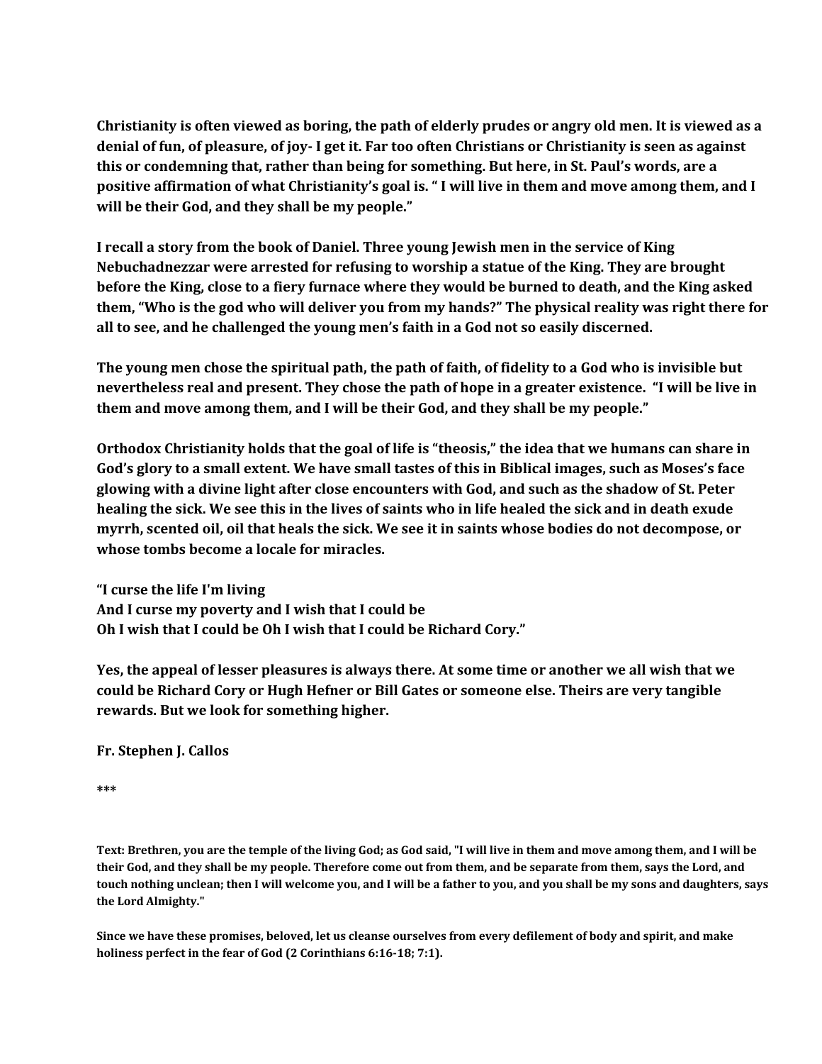**Christianity is often viewed as boring, the path of elderly prudes or angry old men. It is viewed as a denial of fun, of pleasure, of joy- I get it. Far too often Christians or Christianity is seen as against this or condemning that, rather than being for something. But here, in St. Paul's words, are a positive affirmation of what Christianity's goal is. " I will live in them and move among them, and I will be their God, and they shall be my people."**

**I recall a story from the book of Daniel. Three young Jewish men in the service of King Nebuchadnezzar were arrested for refusing to worship a statue of the King. They are brought before the King, close to a fiery furnace where they would be burned to death, and the King asked them, "Who is the god who will deliver you from my hands?" The physical reality was right there for all to see, and he challenged the young men's faith in a God not so easily discerned.**

**The young men chose the spiritual path, the path of faith, of fidelity to a God who is invisible but nevertheless real and present. They chose the path of hope in a greater existence. "I will be live in them and move among them, and I will be their God, and they shall be my people."**

**Orthodox Christianity holds that the goal of life is "theosis," the idea that we humans can share in God's glory to a small extent. We have small tastes of this in Biblical images, such as Moses's face glowing with a divine light after close encounters with God, and such as the shadow of St. Peter healing the sick. We see this in the lives of saints who in life healed the sick and in death exude myrrh, scented oil, oil that heals the sick. We see it in saints whose bodies do not decompose, or whose tombs become a locale for miracles.**

**"I curse the life I'm living**
**And I curse my poverty and I wish that I could be**
**Oh I wish that I could be Oh I wish that I could be Richard Cory."**

**Yes, the appeal of lesser pleasures is always there. At some time or another we all wish that we could be Richard Cory or Hugh Hefner or Bill Gates or someone else. Theirs are very tangible rewards. But we look for something higher.**

**Fr. Stephen J. Callos**

**\*\*\***

**Text: Brethren, you are the temple of the living God; as God said, "I will live in them and move among them, and I will be their God, and they shall be my people. Therefore come out from them, and be separate from them, says the Lord, and touch nothing unclean; then I will welcome you, and I will be a father to you, and you shall be my sons and daughters, says the Lord Almighty."**

**Since we have these promises, beloved, let us cleanse ourselves from every defilement of body and spirit, and make holiness perfect in the fear of God (2 Corinthians 6:16-18; 7:1).**